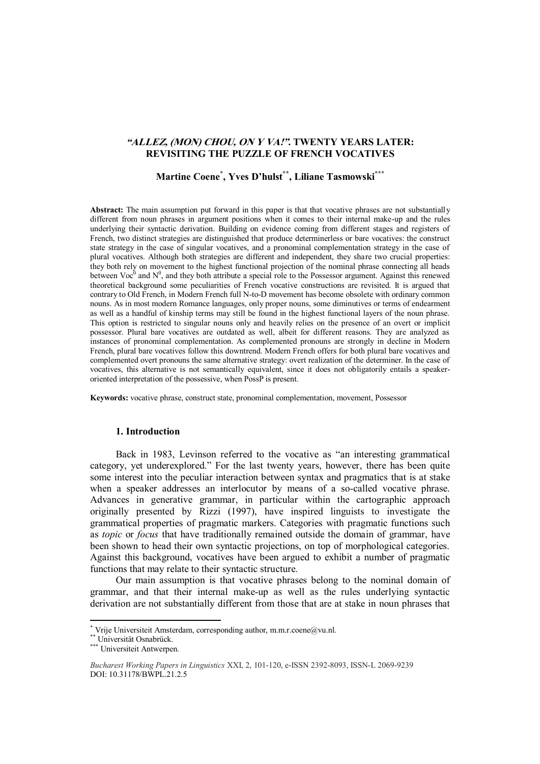# *"ALLEZ, (MON) CHOU, ON Y VA!".* TWENTY YEARS LATER: REVISITING THE PUZZLE OF FRENCH VOCATIVES

**Martine Coene[\*], Yves D'hulst[\*\*], Liliane Tasmowski[\*\*\*]**

**Abstract:** The main assumption put forward in this paper is that that vocative phrases are not substantially different from noun phrases in argument positions when it comes to their internal make-up and the rules underlying their syntactic derivation. Building on evidence coming from different stages and registers of French, two distinct strategies are distinguished that produce determinerless or bare vocatives: the construct state strategy in the case of singular vocatives, and a pronominal complementation strategy in the case of plural vocatives. Although both strategies are different and independent, they share two crucial properties: they both rely on movement to the highest functional projection of the nominal phrase connecting all heads between $Voc^0$ and $N^0$, and they both attribute a special role to the Possessor argument. Against this renewed theoretical background some peculiarities of French vocative constructions are revisited. It is argued that contrary to Old French, in Modern French full N-to-D movement has become obsolete with ordinary common nouns. As in most modern Romance languages, only proper nouns, some diminutives or terms of endearment as well as a handful of kinship terms may still be found in the highest functional layers of the noun phrase. This option is restricted to singular nouns only and heavily relies on the presence of an overt or implicit possessor. Plural bare vocatives are outdated as well, albeit for different reasons. They are analyzed as instances of pronominal complementation. As complemented pronouns are strongly in decline in Modern French, plural bare vocatives follow this downtrend. Modern French offers for both plural bare vocatives and complemented overt pronouns the same alternative strategy: overt realization of the determiner. In the case of vocatives, this alternative is not semantically equivalent, since it does not obligatorily entails a speaker-oriented interpretation of the possessive, when PossP is present.

**Keywords:** vocative phrase, construct state, pronominal complementation, movement, Possessor

## 1. Introduction

Back in 1983, Levinson referred to the vocative as "an interesting grammatical category, yet underexplored." For the last twenty years, however, there has been quite some interest into the peculiar interaction between syntax and pragmatics that is at stake when a speaker addresses an interlocutor by means of a so-called vocative phrase. Advances in generative grammar, in particular within the cartographic approach originally presented by Rizzi (1997), have inspired linguists to investigate the grammatical properties of pragmatic markers. Categories with pragmatic functions such as *topic* or *focus* that have traditionally remained outside the domain of grammar, have been shown to head their own syntactic projections, on top of morphological categories. Against this background, vocatives have been argued to exhibit a number of pragmatic functions that may relate to their syntactic structure.

Our main assumption is that vocative phrases belong to the nominal domain of grammar, and that their internal make-up as well as the rules underlying syntactic derivation are not substantially different from those that are at stake in noun phrases that

---

[\*] Vrije Universiteit Amsterdam, corresponding author, m.m.r.coene@vu.nl.

[\*\*] Universität Osnabrück.

[\*\*\*] Universiteit Antwerpen.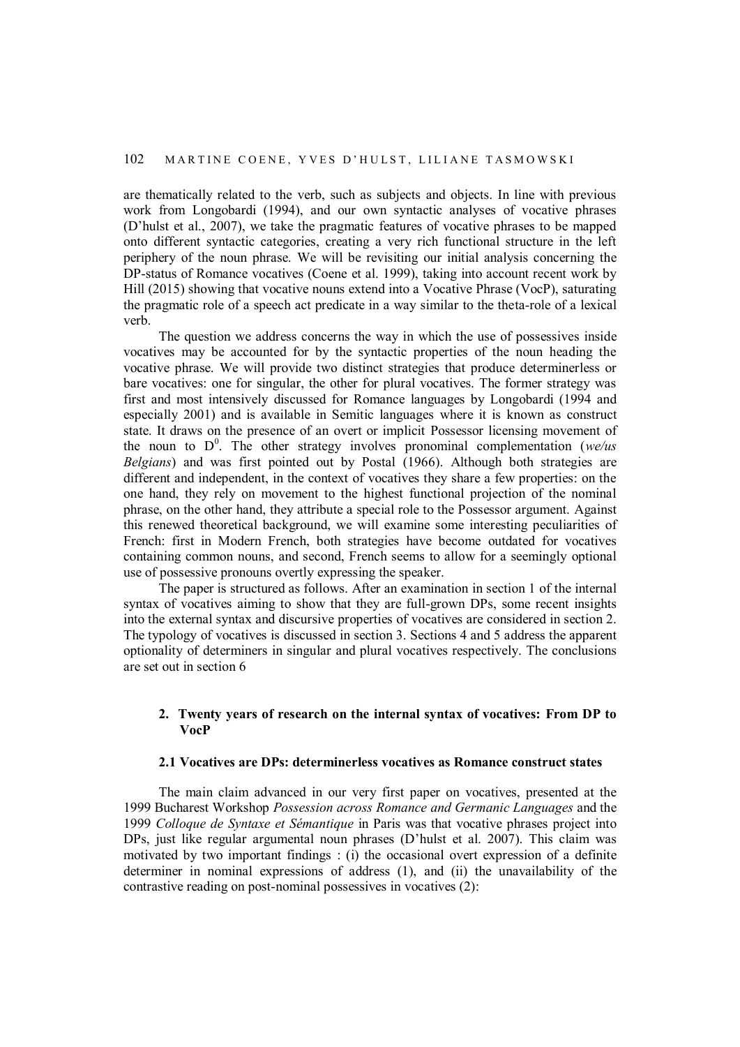are thematically related to the verb, such as subjects and objects. In line with previous work from Longobardi (1994), and our own syntactic analyses of vocative phrases (D'hulst et al., 2007), we take the pragmatic features of vocative phrases to be mapped onto different syntactic categories, creating a very rich functional structure in the left periphery of the noun phrase. We will be revisiting our initial analysis concerning the DP-status of Romance vocatives (Coene et al. 1999), taking into account recent work by Hill (2015) showing that vocative nouns extend into a Vocative Phrase (VocP), saturating the pragmatic role of a speech act predicate in a way similar to the theta-role of a lexical verb.

The question we address concerns the way in which the use of possessives inside vocatives may be accounted for by the syntactic properties of the noun heading the vocative phrase. We will provide two distinct strategies that produce determinerless or bare vocatives: one for singular, the other for plural vocatives. The former strategy was first and most intensively discussed for Romance languages by Longobardi (1994 and especially 2001) and is available in Semitic languages where it is known as construct state. It draws on the presence of an overt or implicit Possessor licensing movement of the noun to $D^0$. The other strategy involves pronominal complementation (*we/us Belgians*) and was first pointed out by Postal (1966). Although both strategies are different and independent, in the context of vocatives they share a few properties: on the one hand, they rely on movement to the highest functional projection of the nominal phrase, on the other hand, they attribute a special role to the Possessor argument. Against this renewed theoretical background, we will examine some interesting peculiarities of French: first in Modern French, both strategies have become outdated for vocatives containing common nouns, and second, French seems to allow for a seemingly optional use of possessive pronouns overtly expressing the speaker.

The paper is structured as follows. After an examination in section 1 of the internal syntax of vocatives aiming to show that they are full-grown DPs, some recent insights into the external syntax and discursive properties of vocatives are considered in section 2. The typology of vocatives is discussed in section 3. Sections 4 and 5 address the apparent optionality of determiners in singular and plural vocatives respectively. The conclusions are set out in section 6

## 2. Twenty years of research on the internal syntax of vocatives: From DP to VocP

### 2.1 Vocatives are DPs: determinerless vocatives as Romance construct states

The main claim advanced in our very first paper on vocatives, presented at the 1999 Bucharest Workshop *Possession across Romance and Germanic Languages* and the 1999 *Colloque de Syntaxe et Sémantique* in Paris was that vocative phrases project into DPs, just like regular argumental noun phrases (D'hulst et al. 2007). This claim was motivated by two important findings : (i) the occasional overt expression of a definite determiner in nominal expressions of address (1), and (ii) the unavailability of the contrastive reading on post-nominal possessives in vocatives (2):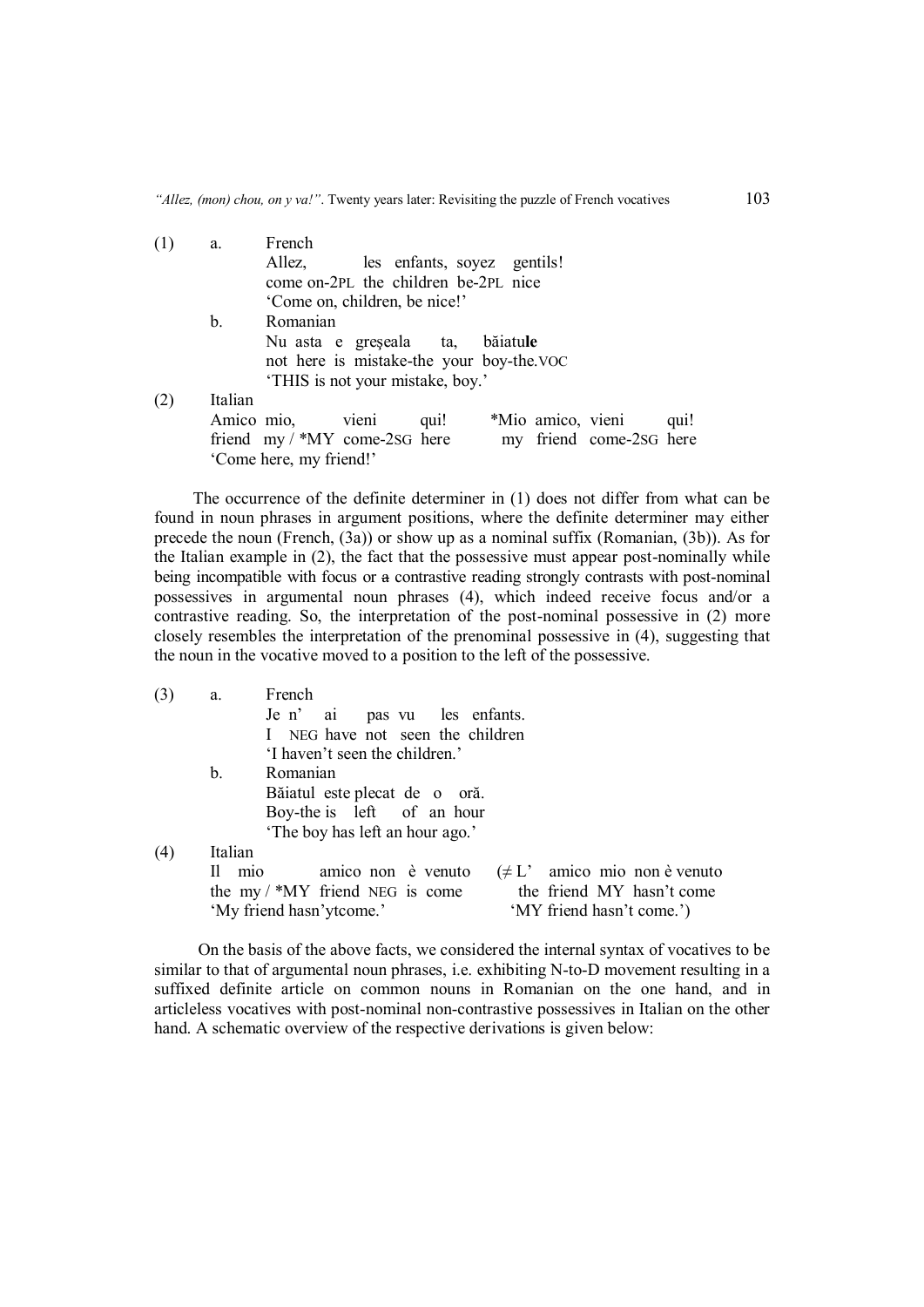(1) a. French

   Allez, les enfants, soyez gentils!
   come on-2PL the children be-2PL nice
   'Come on, children, be nice!'

   b. Romanian

   Nu asta e greşeala ta, băiatu**le**
   not here is mistake-the your boy-the.VOC
   'THIS is not your mistake, boy.'

(2) Italian

   Amico mio, vieni qui! *Mio amico, vieni qui!
   friend my / *MY come-2SG here my friend come-2SG here
   'Come here, my friend!'

The occurrence of the definite determiner in (1) does not differ from what can be found in noun phrases in argument positions, where the definite determiner may either precede the noun (French, (3a)) or show up as a nominal suffix (Romanian, (3b)). As for the Italian example in (2), the fact that the possessive must appear post-nominally while being incompatible with focus or ~~a~~ contrastive reading strongly contrasts with post-nominal possessives in argumental noun phrases (4), which indeed receive focus and/or a contrastive reading. So, the interpretation of the post-nominal possessive in (2) more closely resembles the interpretation of the prenominal possessive in (4), suggesting that the noun in the vocative moved to a position to the left of the possessive.

(3) a. French

   Je n' ai pas vu les enfants.
   I NEG have not seen the children
   'I haven't seen the children.'

   b. Romanian

   Băiatul este plecat de o oră.
   Boy-the is left of an hour
   'The boy has left an hour ago.'

(4) Italian

   Il mio amico non è venuto (≠ L' amico mio non è venuto
   the my / *MY friend NEG is come the friend MY hasn't come
   'My friend hasn'tcome.' 'MY friend hasn't come.')

On the basis of the above facts, we considered the internal syntax of vocatives to be similar to that of argumental noun phrases, i.e. exhibiting N-to-D movement resulting in a suffixed definite article on common nouns in Romanian on the one hand, and in articleless vocatives with post-nominal non-contrastive possessives in Italian on the other hand. A schematic overview of the respective derivations is given below: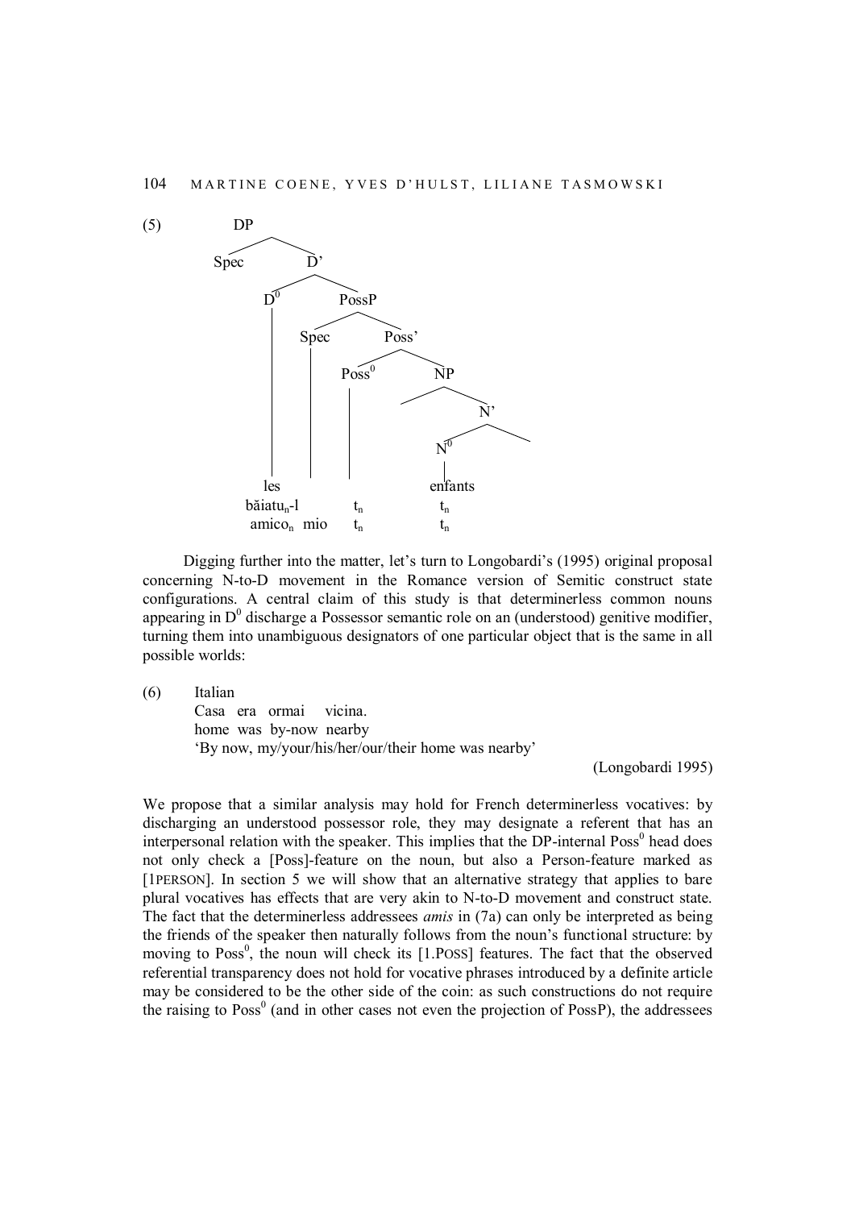(5) Tree diagram:

```
DP
├── Spec
└── D'
    ├── D⁰
    └── PossP
        ├── Spec
        └── Poss'
            ├── Poss⁰
            └── NP
                ├── (Spec)
                └── N'
                    ├── N⁰
                    └── (Compl)

D⁰        Spec(PossP)   Poss⁰    N⁰
les                              enfants
băiatu_n-l              t_n      t_n
amico_n   mio           t_n      t_n
```

Digging further into the matter, let's turn to Longobardi's (1995) original proposal concerning N-to-D movement in the Romance version of Semitic construct state configurations. A central claim of this study is that determinerless common nouns appearing in $D^0$ discharge a Possessor semantic role on an (understood) genitive modifier, turning them into unambiguous designators of one particular object that is the same in all possible worlds:

(6) Italian
Casa era ormai vicina.
home was by-now nearby
'By now, my/your/his/her/our/their home was nearby'

(Longobardi 1995)

We propose that a similar analysis may hold for French determinerless vocatives: by discharging an understood possessor role, they may designate a referent that has an interpersonal relation with the speaker. This implies that the DP-internal $\text{Poss}^0$ head does not only check a [Poss]-feature on the noun, but also a Person-feature marked as [1PERSON]. In section 5 we will show that an alternative strategy that applies to bare plural vocatives has effects that are very akin to N-to-D movement and construct state. The fact that the determinerless addressees *amis* in (7a) can only be interpreted as being the friends of the speaker then naturally follows from the noun's functional structure: by moving to $\text{Poss}^0$, the noun will check its [1.POSS] features. The fact that the observed referential transparency does not hold for vocative phrases introduced by a definite article may be considered to be the other side of the coin: as such constructions do not require the raising to $\text{Poss}^0$ (and in other cases not even the projection of PossP), the addressees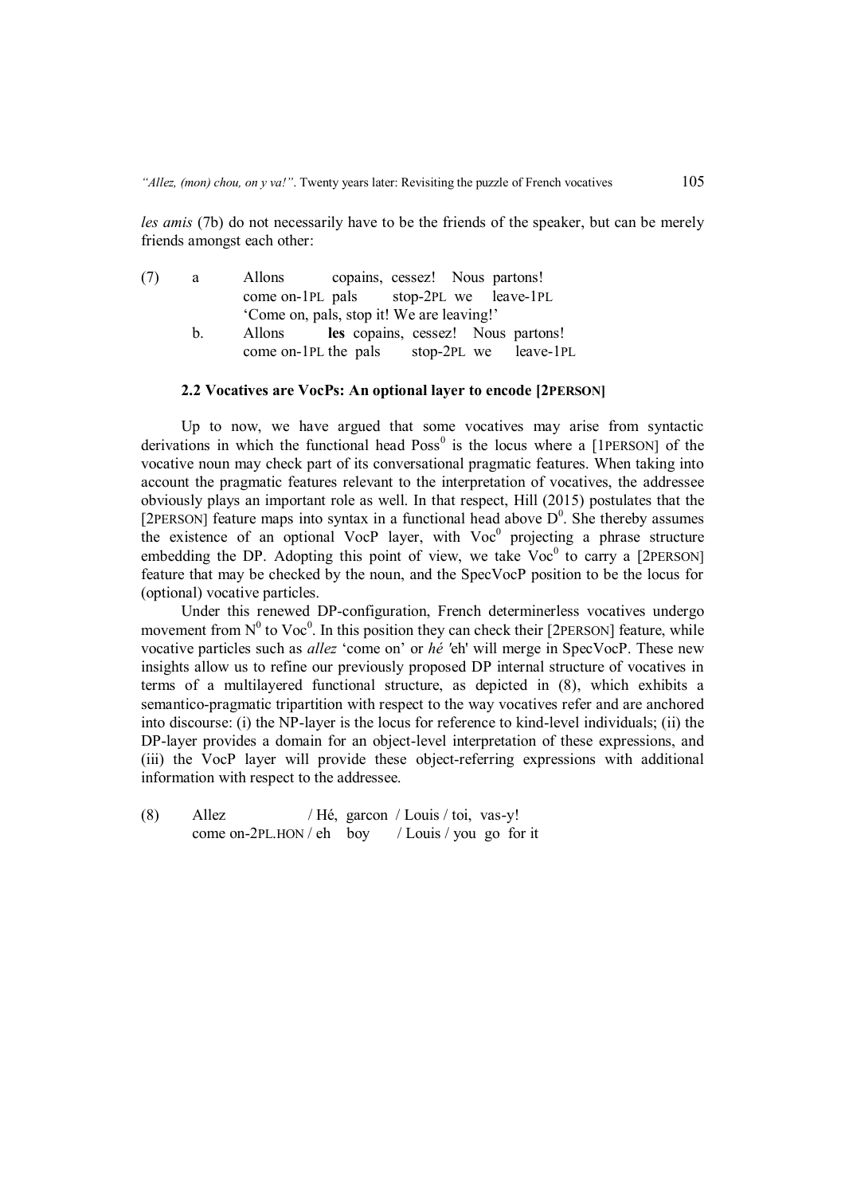*les amis* (7b) do not necessarily have to be the friends of the speaker, but can be merely friends amongst each other:

(7) a Allons copains, cessez! Nous partons!
come on-1PL pals stop-2PL we leave-1PL
'Come on, pals, stop it! We are leaving!'

b. Allons **les** copains, cessez! Nous partons!
come on-1PL the pals stop-2PL we leave-1PL

### 2.2 Vocatives are VocPs: An optional layer to encode [2PERSON]

Up to now, we have argued that some vocatives may arise from syntactic derivations in which the functional head $Poss^0$ is the locus where a [1PERSON] of the vocative noun may check part of its conversational pragmatic features. When taking into account the pragmatic features relevant to the interpretation of vocatives, the addressee obviously plays an important role as well. In that respect, Hill (2015) postulates that the [2PERSON] feature maps into syntax in a functional head above $D^0$. She thereby assumes the existence of an optional VocP layer, with $Voc^0$ projecting a phrase structure embedding the DP. Adopting this point of view, we take $Voc^0$ to carry a [2PERSON] feature that may be checked by the noun, and the SpecVocP position to be the locus for (optional) vocative particles.

Under this renewed DP-configuration, French determinerless vocatives undergo movement from $N^0$ to $Voc^0$. In this position they can check their [2PERSON] feature, while vocative particles such as *allez* 'come on' or *hé* 'eh' will merge in SpecVocP. These new insights allow us to refine our previously proposed DP internal structure of vocatives in terms of a multilayered functional structure, as depicted in (8), which exhibits a semantico-pragmatic tripartition with respect to the way vocatives refer and are anchored into discourse: (i) the NP-layer is the locus for reference to kind-level individuals; (ii) the DP-layer provides a domain for an object-level interpretation of these expressions, and (iii) the VocP layer will provide these object-referring expressions with additional information with respect to the addressee.

(8) Allez / Hé, garcon / Louis / toi, vas-y!
come on-2PL.HON / eh boy / Louis / you go for it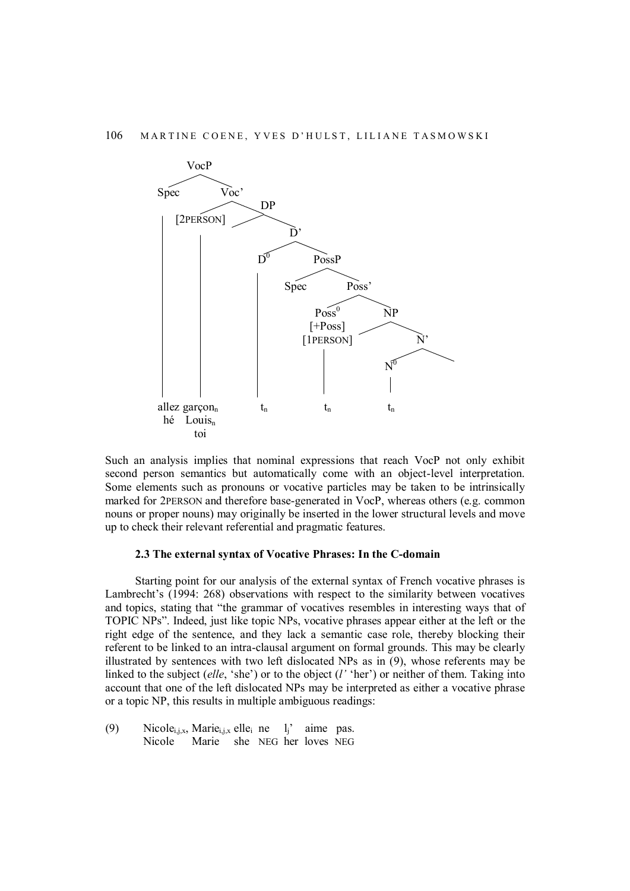```
VocP
├── Spec
│   └── allez / hé
└── Voc'
    ├── [2PERSON]
    │   └── garçon_n / Louis_n / toi
    └── DP
        └── D'
            ├── D0
            │   └── t_n
            └── PossP
                ├── Spec
                └── Poss'
                    ├── Poss0 [+Poss] [1PERSON]
                    │   └── t_n
                    └── NP
                        └── N'
                            └── N0
                                └── t_n
```

Such an analysis implies that nominal expressions that reach VocP not only exhibit second person semantics but automatically come with an object-level interpretation. Some elements such as pronouns or vocative particles may be taken to be intrinsically marked for 2PERSON and therefore base-generated in VocP, whereas others (e.g. common nouns or proper nouns) may originally be inserted in the lower structural levels and move up to check their relevant referential and pragmatic features.

### 2.3 The external syntax of Vocative Phrases: In the C-domain

Starting point for our analysis of the external syntax of French vocative phrases is Lambrecht's (1994: 268) observations with respect to the similarity between vocatives and topics, stating that "the grammar of vocatives resembles in interesting ways that of TOPIC NPs". Indeed, just like topic NPs, vocative phrases appear either at the left or the right edge of the sentence, and they lack a semantic case role, thereby blocking their referent to be linked to an intra-clausal argument on formal grounds. This may be clearly illustrated by sentences with two left dislocated NPs as in (9), whose referents may be linked to the subject (*elle*, 'she') or to the object (*l'* 'her') or neither of them. Taking into account that one of the left dislocated NPs may be interpreted as either a vocative phrase or a topic NP, this results in multiple ambiguous readings:

(9) Nicole$_{i,j,x}$, Marie$_{i,j,x}$ elle$_i$ ne l$_j$' aime pas.
    Nicole Marie she NEG her loves NEG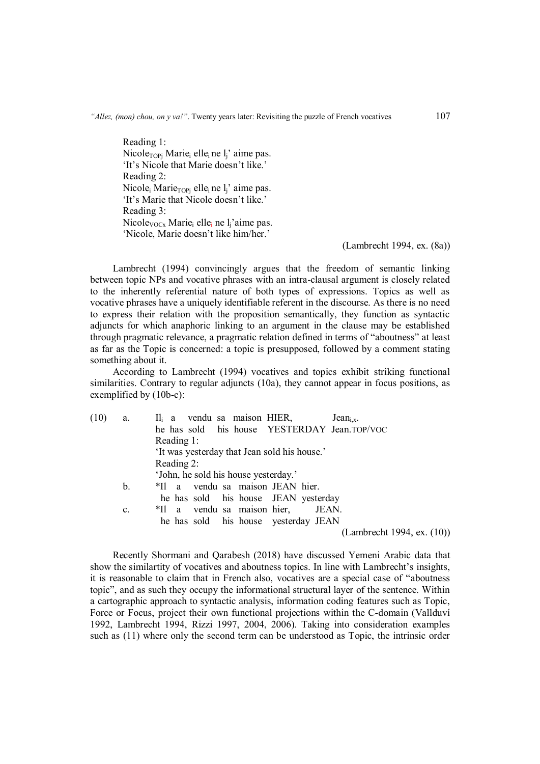Reading 1:
Nicole$_{TOPj}$ Marie$_i$ elle$_i$ ne l$_j$' aime pas.
'It's Nicole that Marie doesn't like.'
Reading 2:
Nicole$_i$ Marie$_{TOPj}$ elle$_i$ ne l$_j$' aime pas.
'It's Marie that Nicole doesn't like.'
Reading 3:
Nicole$_{VOCx}$ Marie$_i$ elle$_i$ ne l$_j$'aime pas.
'Nicole, Marie doesn't like him/her.'

(Lambrecht 1994, ex. (8a))

Lambrecht (1994) convincingly argues that the freedom of semantic linking between topic NPs and vocative phrases with an intra-clausal argument is closely related to the inherently referential nature of both types of expressions. Topics as well as vocative phrases have a uniquely identifiable referent in the discourse. As there is no need to express their relation with the proposition semantically, they function as syntactic adjuncts for which anaphoric linking to an argument in the clause may be established through pragmatic relevance, a pragmatic relation defined in terms of "aboutness" at least as far as the Topic is concerned: a topic is presupposed, followed by a comment stating something about it.

According to Lambrecht (1994) vocatives and topics exhibit striking functional similarities. Contrary to regular adjuncts (10a), they cannot appear in focus positions, as exemplified by (10b-c):

(10) a. Il$_i$ a vendu sa maison HIER, Jean$_{i,x}$.
he has sold his house YESTERDAY Jean.TOP/VOC
Reading 1:
'It was yesterday that Jean sold his house.'
Reading 2:
'John, he sold his house yesterday.'

b. *Il a vendu sa maison JEAN hier.
he has sold his house JEAN yesterday

c. *Il a vendu sa maison hier, JEAN.
he has sold his house yesterday JEAN

(Lambrecht 1994, ex. (10))

Recently Shormani and Qarabesh (2018) have discussed Yemeni Arabic data that show the similartity of vocatives and aboutness topics. In line with Lambrecht's insights, it is reasonable to claim that in French also, vocatives are a special case of "aboutness topic", and as such they occupy the informational structural layer of the sentence. Within a cartographic approach to syntactic analysis, information coding features such as Topic, Force or Focus, project their own functional projections within the C-domain (Vallduví 1992, Lambrecht 1994, Rizzi 1997, 2004, 2006). Taking into consideration examples such as (11) where only the second term can be understood as Topic, the intrinsic order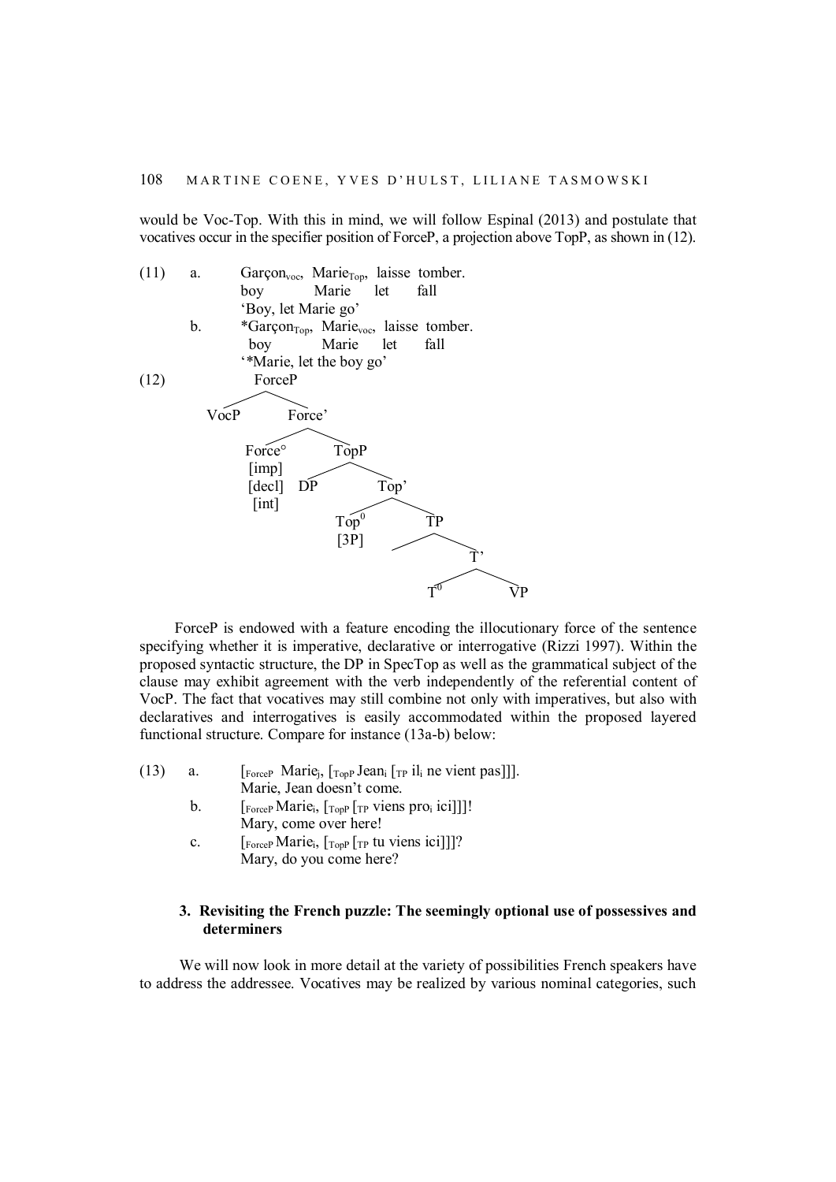would be Voc-Top. With this in mind, we will follow Espinal (2013) and postulate that vocatives occur in the specifier position of ForceP, a projection above TopP, as shown in (12).

(11) a. Garçon$_{voc}$, Marie$_{Top}$, laisse tomber.
boy Marie let fall
'Boy, let Marie go'

b. *Garçon$_{Top}$, Marie$_{voc}$, laisse tomber.
boy Marie let fall
'*Marie, let the boy go'

(12)

```
ForceP
├── VocP
└── Force'
    ├── Force°
    │   [imp]
    │   [decl]
    │   [int]
    └── TopP
        ├── DP
        └── Top'
            ├── Top⁰
            │   [3P]
            └── TP
                ├── 
                └── T'
                    ├── T⁰
                    └── VP
```

ForceP is endowed with a feature encoding the illocutionary force of the sentence specifying whether it is imperative, declarative or interrogative (Rizzi 1997). Within the proposed syntactic structure, the DP in SpecTop as well as the grammatical subject of the clause may exhibit agreement with the verb independently of the referential content of VocP. The fact that vocatives may still combine not only with imperatives, but also with declaratives and interrogatives is easily accommodated within the proposed layered functional structure. Compare for instance (13a-b) below:

(13) a. [$_{ForceP}$ Marie$_j$, [$_{TopP}$ Jean$_i$ [$_{TP}$ il$_i$ ne vient pas]]].
Marie, Jean doesn't come.

b. [$_{ForceP}$ Marie$_i$, [$_{TopP}$ [$_{TP}$ viens pro$_i$ ici]]]!
Mary, come over here!

c. [$_{ForceP}$ Marie$_i$, [$_{TopP}$ [$_{TP}$ tu viens ici]]]?
Mary, do you come here?

### 3. Revisiting the French puzzle: The seemingly optional use of possessives and determiners

We will now look in more detail at the variety of possibilities French speakers have to address the addressee. Vocatives may be realized by various nominal categories, such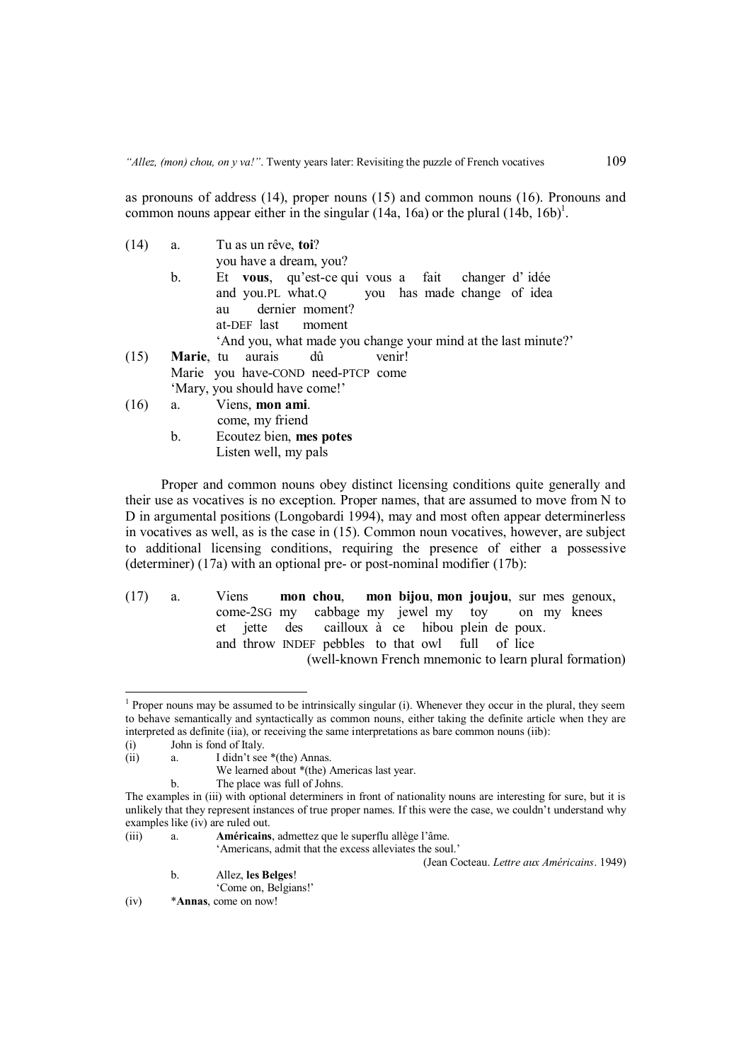as pronouns of address (14), proper nouns (15) and common nouns (16). Pronouns and common nouns appear either in the singular (14a, 16a) or the plural (14b, 16b)[1].

(14) a. Tu as un rêve, **toi**?
you have a dream, you?

b. Et **vous**, qu'est-ce qui vous a fait changer d' idée
and you.PL what.Q you has made change of idea
au dernier moment?
at-DEF last moment
'And you, what made you change your mind at the last minute?'

(15) **Marie**, tu aurais dû venir!
Marie you have-COND need-PTCP come
'Mary, you should have come!'

(16) a. Viens, **mon ami**.
come, my friend

b. Ecoutez bien, **mes potes**
Listen well, my pals

Proper and common nouns obey distinct licensing conditions quite generally and their use as vocatives is no exception. Proper names, that are assumed to move from N to D in argumental positions (Longobardi 1994), may and most often appear determinerless in vocatives as well, as is the case in (15). Common noun vocatives, however, are subject to additional licensing conditions, requiring the presence of either a possessive (determiner) (17a) with an optional pre- or post-nominal modifier (17b):

(17) a. Viens **mon chou**, **mon bijou**, **mon joujou**, sur mes genoux,
come-2SG my cabbage my jewel my toy on my knees
et jette des cailloux à ce hibou plein de poux.
and throw INDEF pebbles to that owl full of lice
(well-known French mnemonic to learn plural formation)

---

[1] Proper nouns may be assumed to be intrinsically singular (i). Whenever they occur in the plural, they seem to behave semantically and syntactically as common nouns, either taking the definite article when they are interpreted as definite (iia), or receiving the same interpretations as bare common nouns (iib):

(i) John is fond of Italy.

(ii) a. I didn't see *(the) Annas.
We learned about *(the) Americas last year.

b. The place was full of Johns.

The examples in (iii) with optional determiners in front of nationality nouns are interesting for sure, but it is unlikely that they represent instances of true proper names. If this were the case, we couldn't understand why examples like (iv) are ruled out.

(iii) a. **Américains**, admettez que le superflu allège l'âme.
'Americans, admit that the excess alleviates the soul.'
(Jean Cocteau. *Lettre aux Américains*. 1949)

b. Allez, **les Belges**!
'Come on, Belgians!'

(iv) ***Annas**, come on now!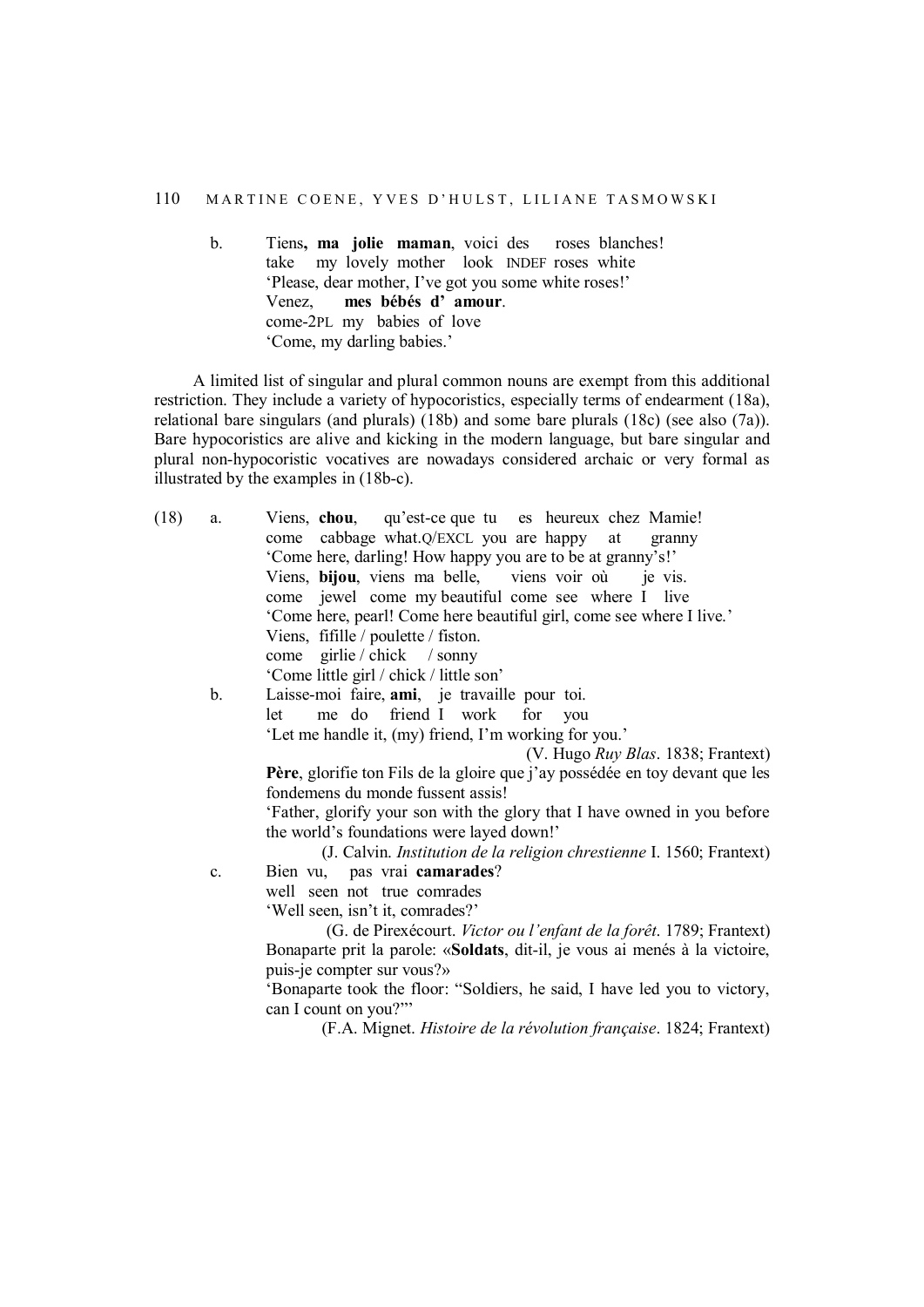b. Tiens**, ma jolie maman**, voici des roses blanches!
take my lovely mother look INDEF roses white
'Please, dear mother, I've got you some white roses!'
Venez, **mes bébés d' amour**.
come-2PL my babies of love
'Come, my darling babies.'

A limited list of singular and plural common nouns are exempt from this additional restriction. They include a variety of hypocoristics, especially terms of endearment (18a), relational bare singulars (and plurals) (18b) and some bare plurals (18c) (see also (7a)). Bare hypocoristics are alive and kicking in the modern language, but bare singular and plural non-hypocoristic vocatives are nowadays considered archaic or very formal as illustrated by the examples in (18b-c).

(18) a. Viens, **chou**, qu'est-ce que tu es heureux chez Mamie!
come cabbage what.Q/EXCL you are happy at granny
'Come here, darling! How happy you are to be at granny's!'
Viens, **bijou**, viens ma belle, viens voir où je vis.
come jewel come my beautiful come see where I live
'Come here, pearl! Come here beautiful girl, come see where I live.'
Viens, fifille / poulette / fiston.
come girlie / chick / sonny
'Come little girl / chick / little son'

b. Laisse-moi faire, **ami**, je travaille pour toi.
let me do friend I work for you
'Let me handle it, (my) friend, I'm working for you.'
(V. Hugo *Ruy Blas*. 1838; Frantext)
**Père**, glorifie ton Fils de la gloire que j'ay possédée en toy devant que les fondemens du monde fussent assis!
'Father, glorify your son with the glory that I have owned in you before the world's foundations were layed down!'
(J. Calvin. *Institution de la religion chrestienne* I. 1560; Frantext)

c. Bien vu, pas vrai **camarades**?
well seen not true comrades
'Well seen, isn't it, comrades?'
(G. de Pirexécourt. *Victor ou l'enfant de la forêt*. 1789; Frantext)
Bonaparte prit la parole: «**Soldats**, dit-il, je vous ai menés à la victoire, puis-je compter sur vous?»
'Bonaparte took the floor: "Soldiers, he said, I have led you to victory, can I count on you?"'
(F.A. Mignet. *Histoire de la révolution française*. 1824; Frantext)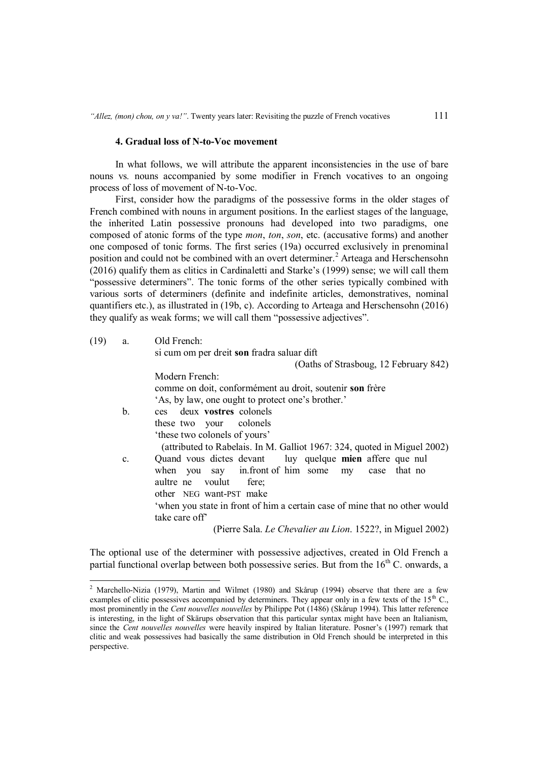### 4. Gradual loss of N-to-Voc movement

In what follows, we will attribute the apparent inconsistencies in the use of bare nouns vs. nouns accompanied by some modifier in French vocatives to an ongoing process of loss of movement of N-to-Voc.

First, consider how the paradigms of the possessive forms in the older stages of French combined with nouns in argument positions. In the earliest stages of the language, the inherited Latin possessive pronouns had developed into two paradigms, one composed of atonic forms of the type *mon*, *ton*, *son*, etc. (accusative forms) and another one composed of tonic forms. The first series (19a) occurred exclusively in prenominal position and could not be combined with an overt determiner.[2] Arteaga and Herschensohn (2016) qualify them as clitics in Cardinaletti and Starke's (1999) sense; we will call them "possessive determiners". The tonic forms of the other series typically combined with various sorts of determiners (definite and indefinite articles, demonstratives, nominal quantifiers etc.), as illustrated in (19b, c). According to Arteaga and Herschensohn (2016) they qualify as weak forms; we will call them "possessive adjectives".

(19) a. Old French:
si cum om per dreit **son** fradra saluar dift
(Oaths of Strasboug, 12 February 842)
Modern French:
comme on doit, conformément au droit, soutenir **son** frère
'As, by law, one ought to protect one's brother.'

b. ces deux **vostres** colonels
these two your colonels
'these two colonels of yours'
(attributed to Rabelais. In M. Galliot 1967: 324, quoted in Miguel 2002)

c. Quand vous dictes devant luy quelque **mien** affere que nul
when you say in.front of him some my case that no
aultre ne voulut fere;
other NEG want-PST make
'when you state in front of him a certain case of mine that no other would take care off'
(Pierre Sala. *Le Chevalier au Lion.* 1522?, in Miguel 2002)

The optional use of the determiner with possessive adjectives, created in Old French a partial functional overlap between both possessive series. But from the 16th C. onwards, a

---

[2] Marchello-Nizia (1979), Martin and Wilmet (1980) and Skårup (1994) observe that there are a few examples of clitic possessives accompanied by determiners. They appear only in a few texts of the 15th C., most prominently in the *Cent nouvelles nouvelles* by Philippe Pot (1486) (Skårup 1994). This latter reference is interesting, in the light of Skärups observation that this particular syntax might have been an Italianism, since the *Cent nouvelles nouvelles* were heavily inspired by Italian literature. Posner's (1997) remark that clitic and weak possessives had basically the same distribution in Old French should be interpreted in this perspective.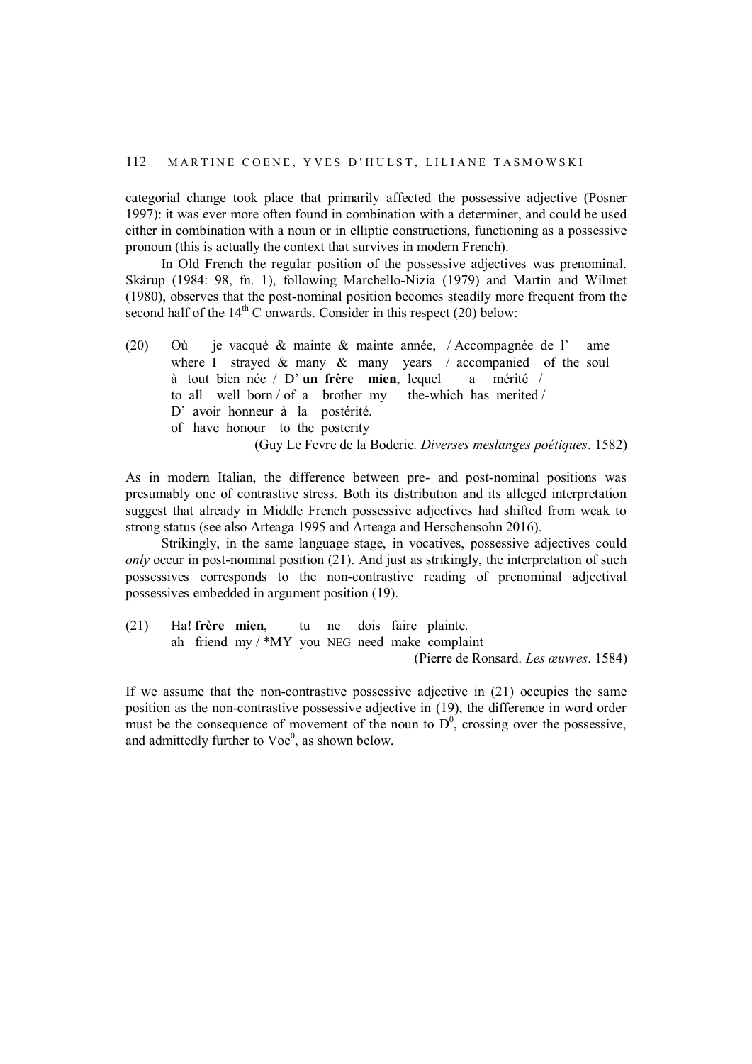categorial change took place that primarily affected the possessive adjective (Posner 1997): it was ever more often found in combination with a determiner, and could be used either in combination with a noun or in elliptic constructions, functioning as a possessive pronoun (this is actually the context that survives in modern French).

In Old French the regular position of the possessive adjectives was prenominal. Skårup (1984: 98, fn. 1), following Marchello-Nizia (1979) and Martin and Wilmet (1980), observes that the post-nominal position becomes steadily more frequent from the second half of the 14th C onwards. Consider in this respect (20) below:

(20) Où je vacqué & mainte & mainte année, / Accompagnée de l' ame
where I strayed & many & many years / accompanied of the soul
à tout bien née / D' **un frère mien**, lequel a mérité /
to all well born / of a brother my the-which has merited /
D' avoir honneur à la postérité.
of have honour to the posterity
(Guy Le Fevre de la Boderie. *Diverses meslanges poétiques*. 1582)

As in modern Italian, the difference between pre- and post-nominal positions was presumably one of contrastive stress. Both its distribution and its alleged interpretation suggest that already in Middle French possessive adjectives had shifted from weak to strong status (see also Arteaga 1995 and Arteaga and Herschensohn 2016).

Strikingly, in the same language stage, in vocatives, possessive adjectives could *only* occur in post-nominal position (21). And just as strikingly, the interpretation of such possessives corresponds to the non-contrastive reading of prenominal adjectival possessives embedded in argument position (19).

(21) Ha! **frère mien**, tu ne dois faire plainte.
ah friend my / *MY you NEG need make complaint
(Pierre de Ronsard. *Les œuvres*. 1584)

If we assume that the non-contrastive possessive adjective in (21) occupies the same position as the non-contrastive possessive adjective in (19), the difference in word order must be the consequence of movement of the noun to $D^0$, crossing over the possessive, and admittedly further to $Voc^0$, as shown below.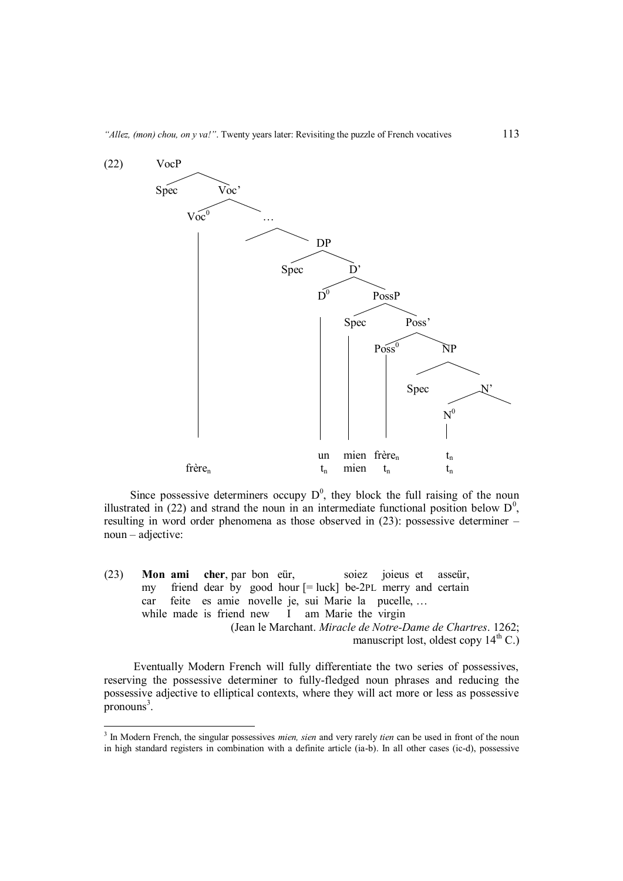(22)

```
VocP
├── Spec
└── Voc'
    ├── Voc⁰ ............................................. frère_n
    └── …
        └── DP
            ├── Spec
            └── D'
                ├── D⁰ ............................ un   /  t_n
                └── PossP
                    ├── Spec ...................... mien /  mien
                    └── Poss'
                        ├── Poss⁰ ................. frère_n / t_n
                        └── NP
                            ├── Spec
                            └── N'
                                └── N⁰ ............ t_n  /  t_n
```

Since possessive determiners occupy $D^0$, they block the full raising of the noun illustrated in (22) and strand the noun in an intermediate functional position below $D^0$, resulting in word order phenomena as those observed in (23): possessive determiner – noun – adjective:

(23) **Mon ami cher**, par bon eür, soiez joieus et asseür,
my friend dear by good hour [= luck] be-2PL merry and certain
car feite es amie novelle je, sui Marie la pucelle, …
while made is friend new I am Marie the virgin
(Jean le Marchant. *Miracle de Notre-Dame de Chartres*. 1262; manuscript lost, oldest copy 14th C.)

Eventually Modern French will fully differentiate the two series of possessives, reserving the possessive determiner to fully-fledged noun phrases and reducing the possessive adjective to elliptical contexts, where they will act more or less as possessive pronouns[3].

---

[3] In Modern French, the singular possessives *mien, sien* and very rarely *tien* can be used in front of the noun in high standard registers in combination with a definite article (ia-b). In all other cases (ic-d), possessive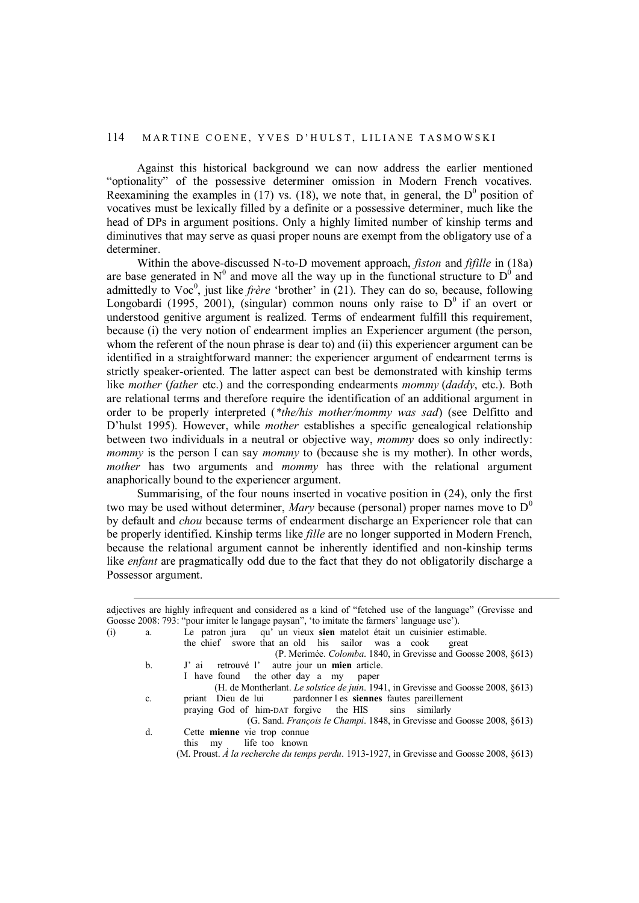Against this historical background we can now address the earlier mentioned "optionality" of the possessive determiner omission in Modern French vocatives. Reexamining the examples in (17) vs. (18), we note that, in general, the $D^0$ position of vocatives must be lexically filled by a definite or a possessive determiner, much like the head of DPs in argument positions. Only a highly limited number of kinship terms and diminutives that may serve as quasi proper nouns are exempt from the obligatory use of a determiner.

Within the above-discussed N-to-D movement approach, *fiston* and *fifille* in (18a) are base generated in $N^0$ and move all the way up in the functional structure to $D^0$ and admittedly to $Voc^0$, just like *frère* 'brother' in (21). They can do so, because, following Longobardi (1995, 2001), (singular) common nouns only raise to $D^0$ if an overt or understood genitive argument is realized. Terms of endearment fulfill this requirement, because (i) the very notion of endearment implies an Experiencer argument (the person, whom the referent of the noun phrase is dear to) and (ii) this experiencer argument can be identified in a straightforward manner: the experiencer argument of endearment terms is strictly speaker-oriented. The latter aspect can best be demonstrated with kinship terms like *mother* (*father* etc.) and the corresponding endearments *mommy* (*daddy*, etc.). Both are relational terms and therefore require the identification of an additional argument in order to be properly interpreted (*\*the/his mother/mommy was sad*) (see Delfitto and D'hulst 1995). However, while *mother* establishes a specific genealogical relationship between two individuals in a neutral or objective way, *mommy* does so only indirectly: *mommy* is the person I can say *mommy* to (because she is my mother). In other words, *mother* has two arguments and *mommy* has three with the relational argument anaphorically bound to the experiencer argument.

Summarising, of the four nouns inserted in vocative position in (24), only the first two may be used without determiner, *Mary* because (personal) proper names move to $D^0$ by default and *chou* because terms of endearment discharge an Experiencer role that can be properly identified. Kinship terms like *fille* are no longer supported in Modern French, because the relational argument cannot be inherently identified and non-kinship terms like *enfant* are pragmatically odd due to the fact that they do not obligatorily discharge a Possessor argument.

---

adjectives are highly infrequent and considered as a kind of "fetched use of the language" (Grevisse and Goosse 2008: 793: "pour imiter le langage paysan", 'to imitate the farmers' language use').

(i) a. Le patron jura qu' un vieux **sien** matelot était un cuisinier estimable.
the chief swore that an old his sailor was a cook great
(P. Merimée. *Colomba*. 1840, in Grevisse and Goosse 2008, §613)

b. J' ai retrouvé l' autre jour un **mien** article.
I have found the other day a my paper
(H. de Montherlant. *Le solstice de juin*. 1941, in Grevisse and Goosse 2008, §613)

c. priant Dieu de lui pardonner l es **siennes** fautes pareillement
praying God of him-DAT forgive the HIS sins similarly
(G. Sand. *François le Champi*. 1848, in Grevisse and Goosse 2008, §613)

d. Cette **mienne** vie trop connue
this my life too known
(M. Proust. *À la recherche du temps perdu*. 1913-1927, in Grevisse and Goosse 2008, §613)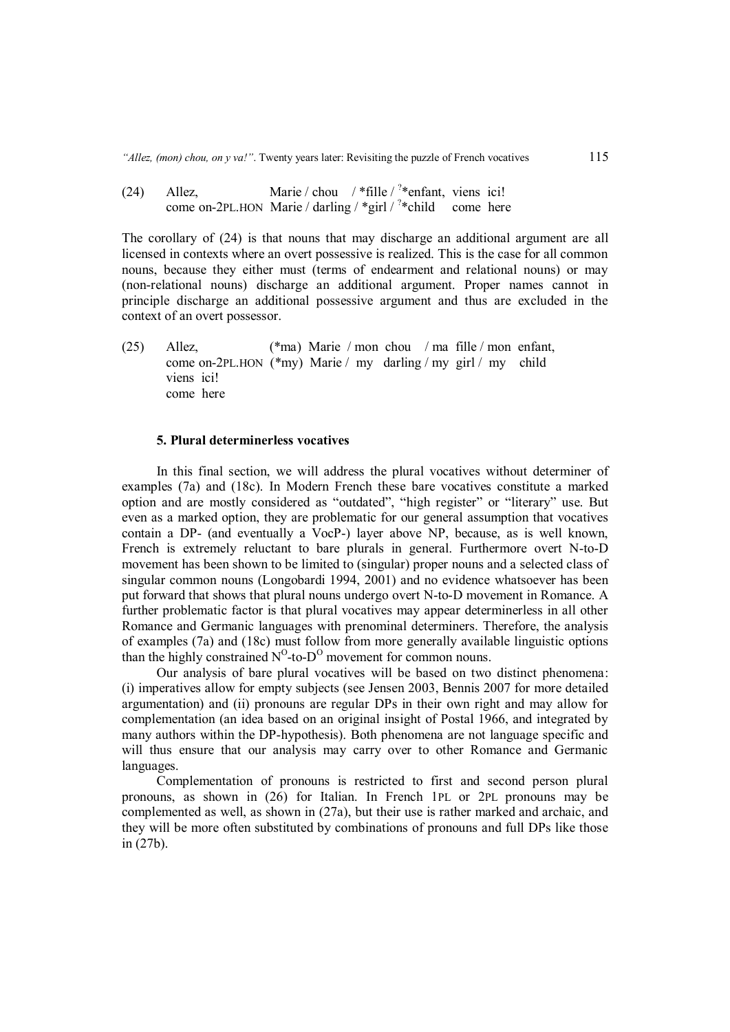(24) Allez, Marie / chou / *fille / ?*enfant, viens ici!
come on-2PL.HON Marie / darling / *girl / ?*child come here

The corollary of (24) is that nouns that may discharge an additional argument are all licensed in contexts where an overt possessive is realized. This is the case for all common nouns, because they either must (terms of endearment and relational nouns) or may (non-relational nouns) discharge an additional argument. Proper names cannot in principle discharge an additional possessive argument and thus are excluded in the context of an overt possessor.

(25) Allez, (*ma) Marie / mon chou / ma fille / mon enfant,
come on-2PL.HON (*my) Marie / my darling / my girl / my child
viens ici!
come here

### 5. Plural determinerless vocatives

In this final section, we will address the plural vocatives without determiner of examples (7a) and (18c). In Modern French these bare vocatives constitute a marked option and are mostly considered as "outdated", "high register" or "literary" use. But even as a marked option, they are problematic for our general assumption that vocatives contain a DP- (and eventually a VocP-) layer above NP, because, as is well known, French is extremely reluctant to bare plurals in general. Furthermore overt N-to-D movement has been shown to be limited to (singular) proper nouns and a selected class of singular common nouns (Longobardi 1994, 2001) and no evidence whatsoever has been put forward that shows that plural nouns undergo overt N-to-D movement in Romance. A further problematic factor is that plural vocatives may appear determinerless in all other Romance and Germanic languages with prenominal determiners. Therefore, the analysis of examples (7a) and (18c) must follow from more generally available linguistic options than the highly constrained $N^O$-to-$D^O$ movement for common nouns.

Our analysis of bare plural vocatives will be based on two distinct phenomena: (i) imperatives allow for empty subjects (see Jensen 2003, Bennis 2007 for more detailed argumentation) and (ii) pronouns are regular DPs in their own right and may allow for complementation (an idea based on an original insight of Postal 1966, and integrated by many authors within the DP-hypothesis). Both phenomena are not language specific and will thus ensure that our analysis may carry over to other Romance and Germanic languages.

Complementation of pronouns is restricted to first and second person plural pronouns, as shown in (26) for Italian. In French 1PL or 2PL pronouns may be complemented as well, as shown in (27a), but their use is rather marked and archaic, and they will be more often substituted by combinations of pronouns and full DPs like those in (27b).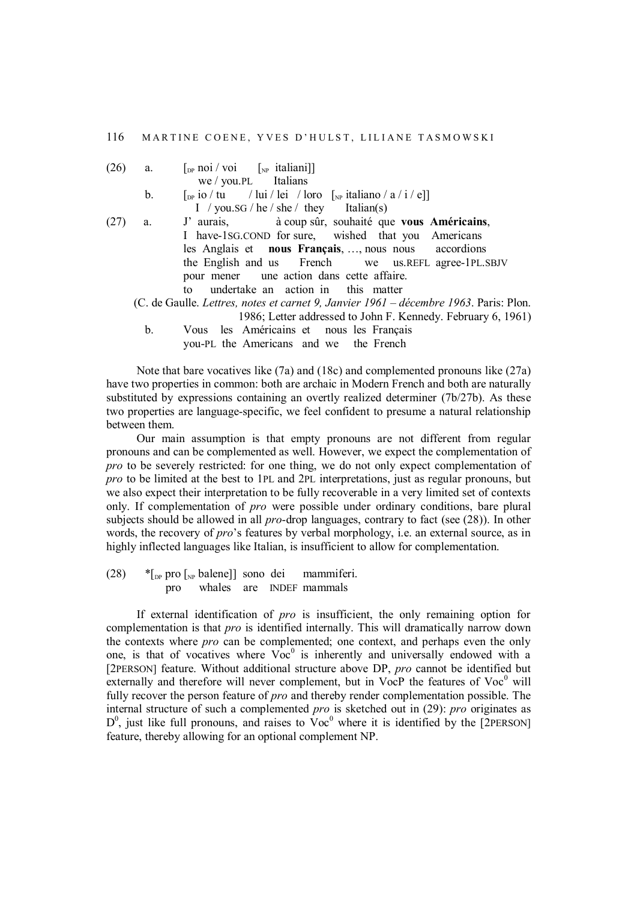(26) a. [$_{DP}$ noi / voi [$_{NP}$ italiani]]
we / you.PL Italians

b. [$_{DP}$ io / tu / lui / lei / loro [$_{NP}$ italiano / a / i / e]]
I / you.SG / he / she / they Italian(s)

(27) a. J' aurais, à coup sûr, souhaité que **vous Américains**,
I have-1SG.COND for sure, wished that you Americans
les Anglais et **nous Français**, …, nous nous accordions
the English and us French we us.REFL agree-1PL.SBJV
pour mener une action dans cette affaire.
to undertake an action in this matter

(C. de Gaulle. *Lettres, notes et carnet 9, Janvier 1961 – décembre 1963*. Paris: Plon. 1986; Letter addressed to John F. Kennedy. February 6, 1961)

b. Vous les Américains et nous les Français
you-PL the Americans and we the French

Note that bare vocatives like (7a) and (18c) and complemented pronouns like (27a) have two properties in common: both are archaic in Modern French and both are naturally substituted by expressions containing an overtly realized determiner (7b/27b). As these two properties are language-specific, we feel confident to presume a natural relationship between them.

Our main assumption is that empty pronouns are not different from regular pronouns and can be complemented as well. However, we expect the complementation of *pro* to be severely restricted: for one thing, we do not only expect complementation of *pro* to be limited at the best to 1PL and 2PL interpretations, just as regular pronouns, but we also expect their interpretation to be fully recoverable in a very limited set of contexts only. If complementation of *pro* were possible under ordinary conditions, bare plural subjects should be allowed in all *pro*-drop languages, contrary to fact (see (28)). In other words, the recovery of *pro*'s features by verbal morphology, i.e. an external source, as in highly inflected languages like Italian, is insufficient to allow for complementation.

(28) *[$_{DP}$ pro [$_{NP}$ balene]] sono dei mammiferi.
pro whales are INDEF mammals

If external identification of *pro* is insufficient, the only remaining option for complementation is that *pro* is identified internally. This will dramatically narrow down the contexts where *pro* can be complemented; one context, and perhaps even the only one, is that of vocatives where $\text{Voc}^0$ is inherently and universally endowed with a [2PERSON] feature. Without additional structure above DP, *pro* cannot be identified but externally and therefore will never complement, but in VocP the features of $\text{Voc}^0$ will fully recover the person feature of *pro* and thereby render complementation possible. The internal structure of such a complemented *pro* is sketched out in (29): *pro* originates as $D^0$, just like full pronouns, and raises to $\text{Voc}^0$ where it is identified by the [2PERSON] feature, thereby allowing for an optional complement NP.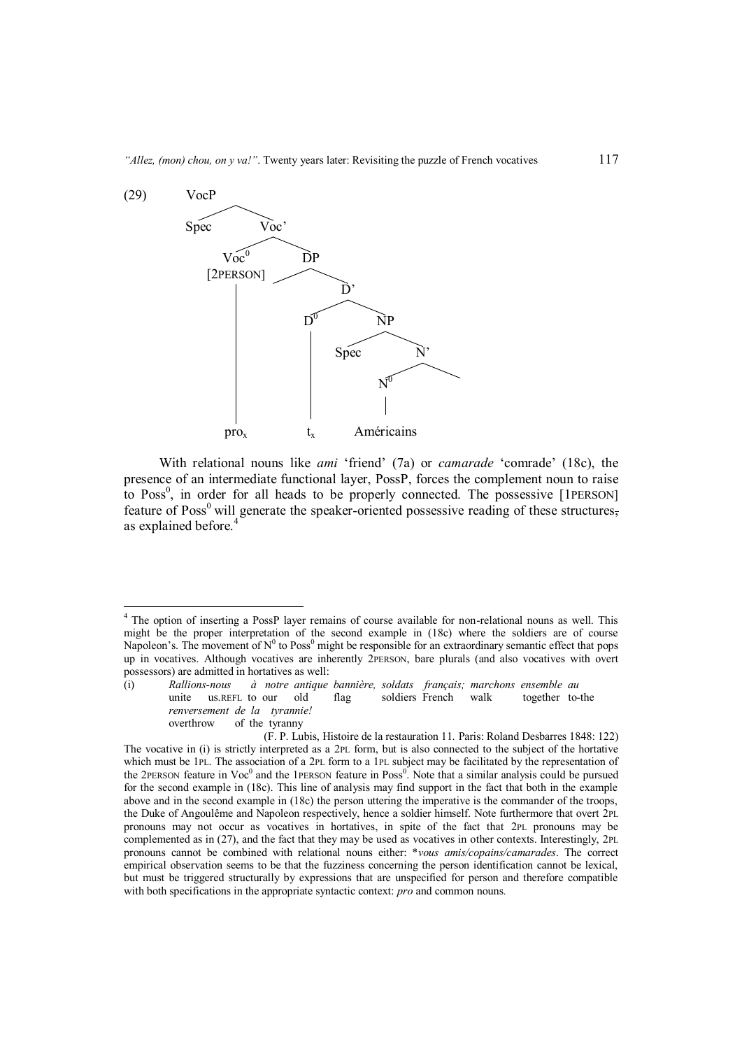(29) 

```
VocP
├── Spec
└── Voc'
    ├── Voc⁰ [2PERSON]
    │   └── pro_x
    └── DP
        └── D'
            ├── D⁰
            │   └── t_x
            └── NP
                ├── Spec
                └── N'
                    ├── N⁰
                    │   └── Américains
                    └── 
```

With relational nouns like *ami* 'friend' (7a) or *camarade* 'comrade' (18c), the presence of an intermediate functional layer, PossP, forces the complement noun to raise to Poss$^0$, in order for all heads to be properly connected. The possessive [1PERSON] feature of Poss$^0$ will generate the speaker-oriented possessive reading of these structures, as explained before.[4]

---

[4] The option of inserting a PossP layer remains of course available for non-relational nouns as well. This might be the proper interpretation of the second example in (18c) where the soldiers are of course Napoleon's. The movement of N$^0$ to Poss$^0$ might be responsible for an extraordinary semantic effect that pops up in vocatives. Although vocatives are inherently 2PERSON, bare plurals (and also vocatives with overt possessors) are admitted in hortatives as well:

(i) *Rallions-nous à notre antique bannière, soldats français; marchons ensemble au renversement de la tyrannie!*
unite us.REFL to our old flag soldiers French walk together to-the overthrow of the tyranny
(F. P. Lubis, Histoire de la restauration 11. Paris: Roland Desbarres 1848: 122)

The vocative in (i) is strictly interpreted as a 2PL form, but is also connected to the subject of the hortative which must be 1PL. The association of a 2PL form to a 1PL subject may be facilitated by the representation of the 2PERSON feature in Voc$^0$ and the 1PERSON feature in Poss$^0$. Note that a similar analysis could be pursued for the second example in (18c). This line of analysis may find support in the fact that both in the example above and in the second example in (18c) the person uttering the imperative is the commander of the troops, the Duke of Angoulême and Napoleon respectively, hence a soldier himself. Note furthermore that overt 2PL pronouns may not occur as vocatives in hortatives, in spite of the fact that 2PL pronouns may be complemented as in (27), and the fact that they may be used as vocatives in other contexts. Interestingly, 2PL pronouns cannot be combined with relational nouns either: **vous amis/copains/camarades*. The correct empirical observation seems to be that the fuzziness concerning the person identification cannot be lexical, but must be triggered structurally by expressions that are unspecified for person and therefore compatible with both specifications in the appropriate syntactic context: *pro* and common nouns.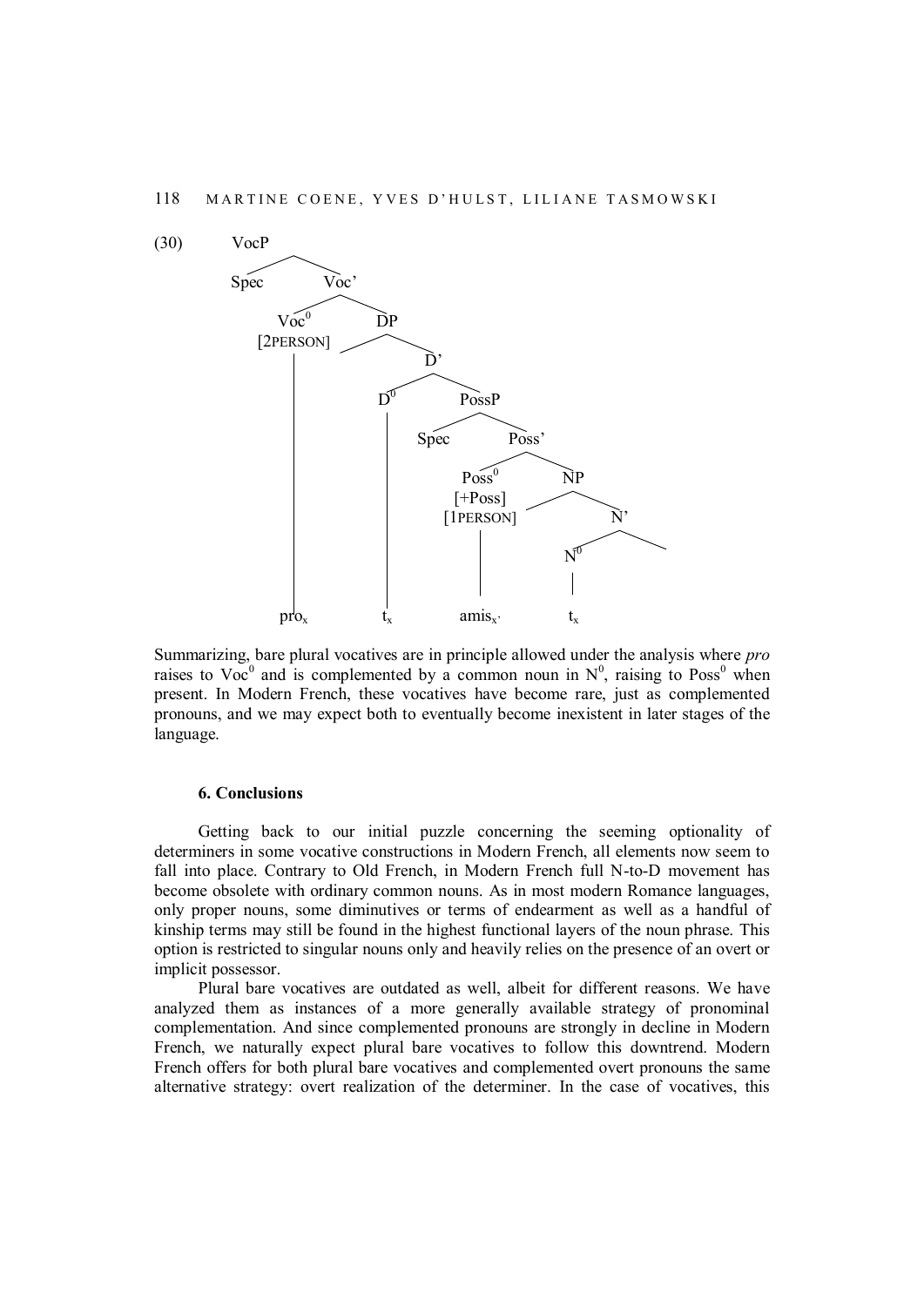(30)

```
VocP
├── Spec
└── Voc'
    ├── Voc0 [2PERSON]  ........................ pro_x
    └── DP
        └── D'
            ├── D0  ............................. t_x
            └── PossP
                ├── Spec
                └── Poss'
                    ├── Poss0 [+Poss] [1PERSON] .. amis_x'
                    └── NP
                        └── N'
                            └── N0 .............. t_x
```

Summarizing, bare plural vocatives are in principle allowed under the analysis where *pro* raises to $Voc^0$ and is complemented by a common noun in $N^0$, raising to $Poss^0$ when present. In Modern French, these vocatives have become rare, just as complemented pronouns, and we may expect both to eventually become inexistent in later stages of the language.

#### 6. Conclusions

Getting back to our initial puzzle concerning the seeming optionality of determiners in some vocative constructions in Modern French, all elements now seem to fall into place. Contrary to Old French, in Modern French full N-to-D movement has become obsolete with ordinary common nouns. As in most modern Romance languages, only proper nouns, some diminutives or terms of endearment as well as a handful of kinship terms may still be found in the highest functional layers of the noun phrase. This option is restricted to singular nouns only and heavily relies on the presence of an overt or implicit possessor.

Plural bare vocatives are outdated as well, albeit for different reasons. We have analyzed them as instances of a more generally available strategy of pronominal complementation. And since complemented pronouns are strongly in decline in Modern French, we naturally expect plural bare vocatives to follow this downtrend. Modern French offers for both plural bare vocatives and complemented overt pronouns the same alternative strategy: overt realization of the determiner. In the case of vocatives, this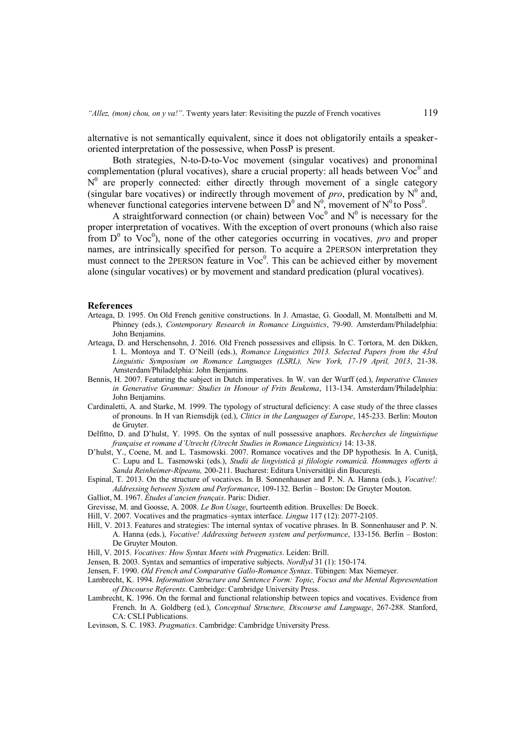alternative is not semantically equivalent, since it does not obligatorily entails a speaker-oriented interpretation of the possessive, when PossP is present.

Both strategies, N-to-D-to-Voc movement (singular vocatives) and pronominal complementation (plural vocatives), share a crucial property: all heads between $Voc^0$ and $N^0$ are properly connected: either directly through movement of a single category (singular bare vocatives) or indirectly through movement of *pro*, predication by $N^0$ and, whenever functional categories intervene between $D^0$ and $N^0$, movement of $N^0$ to $Poss^0$.

A straightforward connection (or chain) between $Voc^0$ and $N^0$ is necessary for the proper interpretation of vocatives. With the exception of overt pronouns (which also raise from $D^0$ to $Voc^0$), none of the other categories occurring in vocatives, *pro* and proper names, are intrinsically specified for person. To acquire a 2PERSON interpretation they must connect to the 2PERSON feature in $Voc^0$. This can be achieved either by movement alone (singular vocatives) or by movement and standard predication (plural vocatives).

## References

Arteaga, D. 1995. On Old French genitive constructions. In J. Amastae, G. Goodall, M. Montalbetti and M. Phinney (eds.), *Contemporary Research in Romance Linguistics*, 79-90. Amsterdam/Philadelphia: John Benjamins.

Arteaga, D. and Herschensohn, J. 2016. Old French possessives and ellipsis. In C. Tortora, M. den Dikken, I. L. Montoya and T. O'Neill (eds.), *Romance Linguistics 2013. Selected Papers from the 43rd Linguistic Symposium on Romance Languages (LSRL), New York, 17-19 April, 2013*, 21-38. Amsterdam/Philadelphia: John Benjamins.

Bennis, H. 2007. Featuring the subject in Dutch imperatives. In W. van der Wurff (ed.), *Imperative Clauses in Generative Grammar: Studies in Honour of Frits Beukema*, 113-134. Amsterdam/Philadelphia: John Benjamins.

Cardinaletti, A. and Starke, M. 1999. The typology of structural deficiency: A case study of the three classes of pronouns. In H van Riemsdijk (ed.), *Clitics in the Languages of Europe*, 145-233. Berlin: Mouton de Gruyter.

Delfitto, D. and D'hulst, Y. 1995. On the syntax of null possessive anaphors. *Recherches de linguistique française et romane d'Utrecht (Utrecht Studies in Romance Linguistics)* 14: 13-38.

D'hulst, Y., Coene, M. and L. Tasmowski. 2007. Romance vocatives and the DP hypothesis. In A. Cuniţă, C. Lupu and L. Tasmowski (eds.), *Studii de lingvistică şi filologie romanică. Hommages offerts à Sanda Reinheimer-Rîpeanu,* 200-211. Bucharest: Editura Universităţii din Bucureşti.

Espinal, T. 2013. On the structure of vocatives. In B. Sonnenhauser and P. N. A. Hanna (eds.), *Vocative!: Addressing between System and Performance*, 109-132. Berlin – Boston: De Gruyter Mouton.

Galliot, M. 1967. *Études d'ancien français*. Paris: Didier.

Grevisse, M. and Goosse, A. 2008. *Le Bon Usage*, fourteenth edition. Bruxelles: De Boeck.

Hill, V. 2007. Vocatives and the pragmatics–syntax interface. *Lingua* 117 (12): 2077-2105.

Hill, V. 2013. Features and strategies: The internal syntax of vocative phrases. In B. Sonnenhauser and P. N. A. Hanna (eds.), *Vocative! Addressing between system and performance*, 133-156. Berlin – Boston: De Gruyter Mouton.

Hill, V. 2015. *Vocatives: How Syntax Meets with Pragmatics*. Leiden: Brill.

Jensen, B. 2003. Syntax and semantics of imperative subjects. *Nordlyd* 31 (1): 150-174.

Jensen, F. 1990. *Old French and Comparative Gallo-Romance Syntax*. Tübingen: Max Niemeyer.

Lambrecht, K. 1994. *Information Structure and Sentence Form: Topic, Focus and the Mental Representation of Discourse Referents*. Cambridge: Cambridge University Press.

Lambrecht, K. 1996. On the formal and functional relationship between topics and vocatives. Evidence from French. In A. Goldberg (ed.), *Conceptual Structure, Discourse and Language*, 267-288. Stanford, CA: CSLI Publications.

Levinson, S. C. 1983. *Pragmatics*. Cambridge: Cambridge University Press.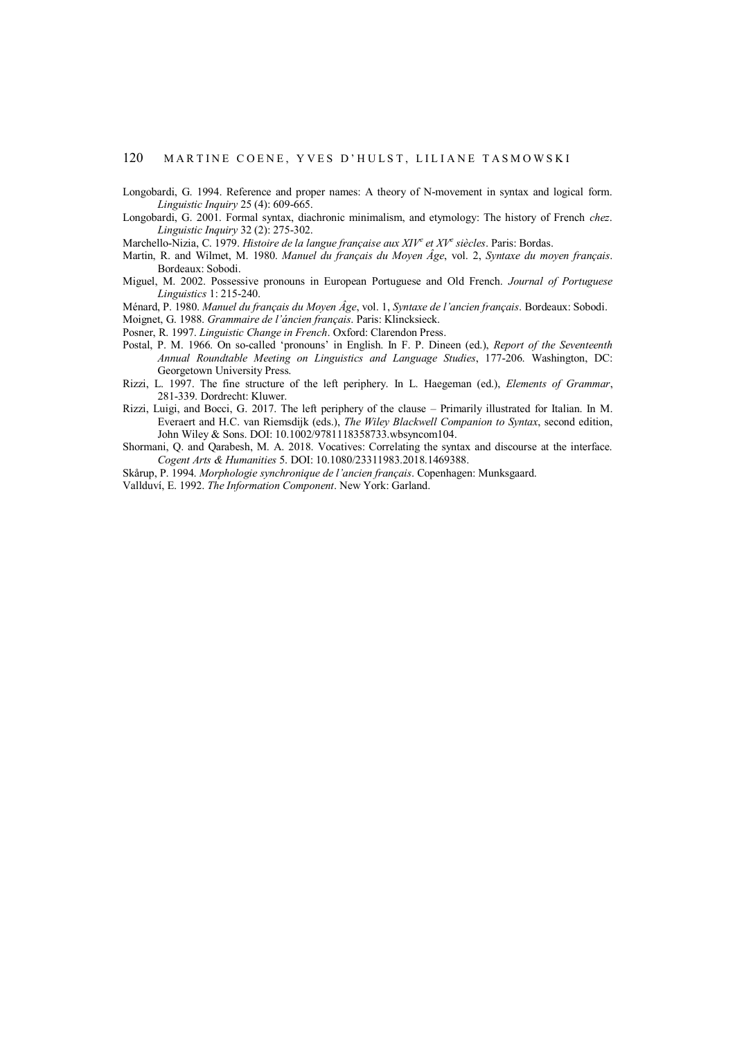Longobardi, G. 1994. Reference and proper names: A theory of N-movement in syntax and logical form. *Linguistic Inquiry* 25 (4): 609-665.

Longobardi, G. 2001. Formal syntax, diachronic minimalism, and etymology: The history of French *chez*. *Linguistic Inquiry* 32 (2): 275-302.

Marchello-Nizia, C. 1979. *Histoire de la langue française aux XIV<sup>e</sup> et XV<sup>e</sup> siècles*. Paris: Bordas.

Martin, R. and Wilmet, M. 1980. *Manuel du français du Moyen Âge*, vol. 2, *Syntaxe du moyen français*. Bordeaux: Sobodi.

Miguel, M. 2002. Possessive pronouns in European Portuguese and Old French. *Journal of Portuguese Linguistics* 1: 215-240.

Ménard, P. 1980. *Manuel du français du Moyen Âge*, vol. 1, *Syntaxe de l'ancien français*. Bordeaux: Sobodi.

Moignet, G. 1988. *Grammaire de l'áncien français*. Paris: Klincksieck.

Posner, R. 1997. *Linguistic Change in French*. Oxford: Clarendon Press.

Postal, P. M. 1966. On so-called 'pronouns' in English. In F. P. Dineen (ed.), *Report of the Seventeenth Annual Roundtable Meeting on Linguistics and Language Studies*, 177-206. Washington, DC: Georgetown University Press.

Rizzi, L. 1997. The fine structure of the left periphery. In L. Haegeman (ed.), *Elements of Grammar*, 281-339. Dordrecht: Kluwer.

Rizzi, Luigi, and Bocci, G. 2017. The left periphery of the clause – Primarily illustrated for Italian. In M. Everaert and H.C. van Riemsdijk (eds.), *The Wiley Blackwell Companion to Syntax*, second edition, John Wiley & Sons. DOI: 10.1002/9781118358733.wbsyncom104.

Shormani, Q. and Qarabesh, M. A. 2018. Vocatives: Correlating the syntax and discourse at the interface. *Cogent Arts & Humanities* 5. DOI: 10.1080/23311983.2018.1469388.

Skårup, P. 1994. *Morphologie synchronique de l'ancien français*. Copenhagen: Munksgaard.

Vallduví, E. 1992. *The Information Component*. New York: Garland.